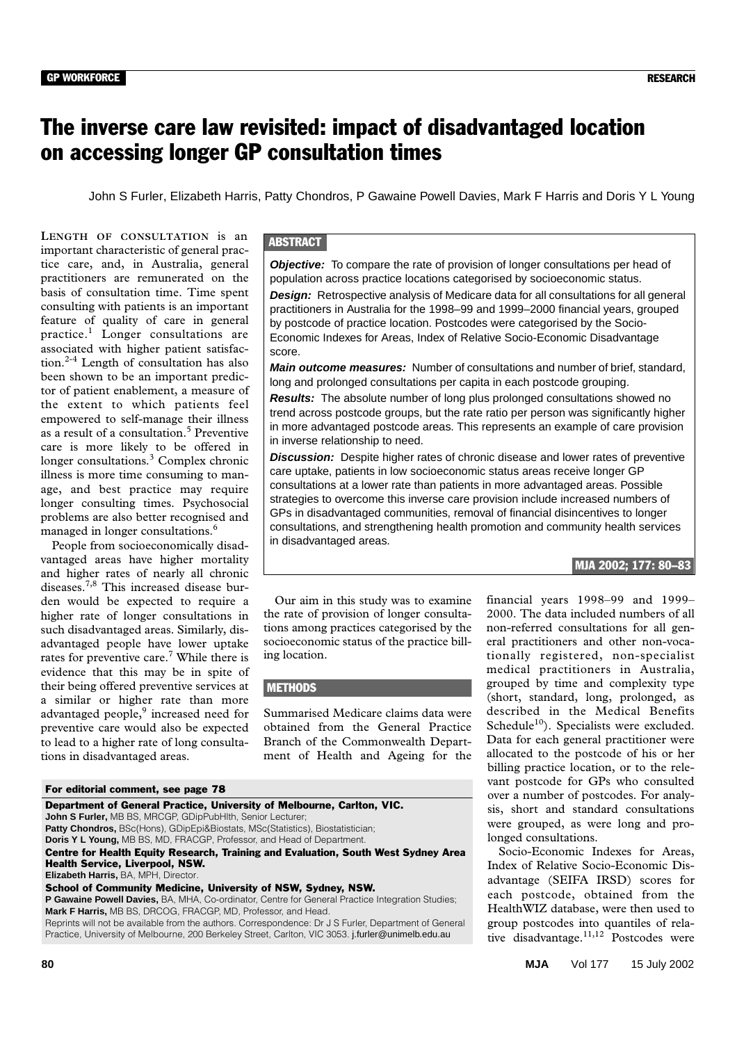# The inverse care law revisited: impact of disadvantaged location on accessing longer GP consultation times

John S Furler, Elizabeth Harris, Patty Chondros, P Gawaine Powell Davies, Mark F Harris and Doris Y L Young

## ABSTRACT

***Objective:*** To compare the rate of provision of longer consultations per head of population across practice locations categorised by socioeconomic status.

***Design:*** Retrospective analysis of Medicare data for all consultations for all general practitioners in Australia for the 1998–99 and 1999–2000 financial years, grouped by postcode of practice location. Postcodes were categorised by the Socio-Economic Indexes for Areas, Index of Relative Socio-Economic Disadvantage score.

***Main outcome measures:*** Number of consultations and number of brief, standard, long and prolonged consultations per capita in each postcode grouping.

***Results:*** The absolute number of long plus prolonged consultations showed no trend across postcode groups, but the rate ratio per person was significantly higher in more advantaged postcode areas. This represents an example of care provision in inverse relationship to need.

***Discussion:*** Despite higher rates of chronic disease and lower rates of preventive care uptake, patients in low socioeconomic status areas receive longer GP consultations at a lower rate than patients in more advantaged areas. Possible strategies to overcome this inverse care provision include increased numbers of GPs in disadvantaged communities, removal of financial disincentives to longer consultations, and strengthening health promotion and community health services in disadvantaged areas.

MJA 2002; 177: 80–83

LENGTH OF CONSULTATION is an important characteristic of general practice care, and, in Australia, general practitioners are remunerated on the basis of consultation time. Time spent consulting with patients is an important feature of quality of care in general practice.[1] Longer consultations are associated with higher patient satisfaction.[2-4] Length of consultation has also been shown to be an important predictor of patient enablement, a measure of the extent to which patients feel empowered to self-manage their illness as a result of a consultation.[5] Preventive care is more likely to be offered in longer consultations.[3] Complex chronic illness is more time consuming to manage, and best practice may require longer consulting times. Psychosocial problems are also better recognised and managed in longer consultations.[6]

People from socioeconomically disadvantaged areas have higher mortality and higher rates of nearly all chronic diseases.[7,8] This increased disease burden would be expected to require a higher rate of longer consultations in such disadvantaged areas. Similarly, disadvantaged people have lower uptake rates for preventive care.[7] While there is evidence that this may be in spite of their being offered preventive services at a similar or higher rate than more advantaged people,[9] increased need for preventive care would also be expected to lead to a higher rate of long consultations in disadvantaged areas.

Our aim in this study was to examine the rate of provision of longer consultations among practices categorised by the socioeconomic status of the practice billing location.

## METHODS

Summarised Medicare claims data were obtained from the General Practice Branch of the Commonwealth Department of Health and Ageing for the financial years 1998–99 and 1999–2000. The data included numbers of all non-referred consultations for all general practitioners and other non-vocationally registered, non-specialist medical practitioners in Australia, grouped by time and complexity type (short, standard, long, prolonged, as described in the Medical Benefits Schedule[10]). Specialists were excluded. Data for each general practitioner were allocated to the postcode of his or her billing practice location, or to the relevant postcode for GPs who consulted over a number of postcodes. For analysis, short and standard consultations were grouped, as were long and prolonged consultations.

Socio-Economic Indexes for Areas, Index of Relative Socio-Economic Disadvantage (SEIFA IRSD) scores for each postcode, obtained from the HealthWIZ database, were then used to group postcodes into quantiles of relative disadvantage.[11,12] Postcodes were

---

For editorial comment, see page 78

**Department of General Practice, University of Melbourne, Carlton, VIC.**
**John S Furler,** MB BS, MRCGP, GDipPubHlth, Senior Lecturer;
**Patty Chondros,** BSc(Hons), GDipEpi&Biostats, MSc(Statistics), Biostatistician;
**Doris Y L Young,** MB BS, MD, FRACGP, Professor, and Head of Department.
**Centre for Health Equity Research, Training and Evaluation, South West Sydney Area Health Service, Liverpool, NSW.**
**Elizabeth Harris,** BA, MPH, Director.
**School of Community Medicine, University of NSW, Sydney, NSW.**
**P Gawaine Powell Davies,** BA, MHA, Co-ordinator, Centre for General Practice Integration Studies;
**Mark F Harris,** MB BS, DRCOG, FRACGP, MD, Professor, and Head.
Reprints will not be available from the authors. Correspondence: Dr J S Furler, Department of General Practice, University of Melbourne, 200 Berkeley Street, Carlton, VIC 3053. j.furler@unimelb.edu.au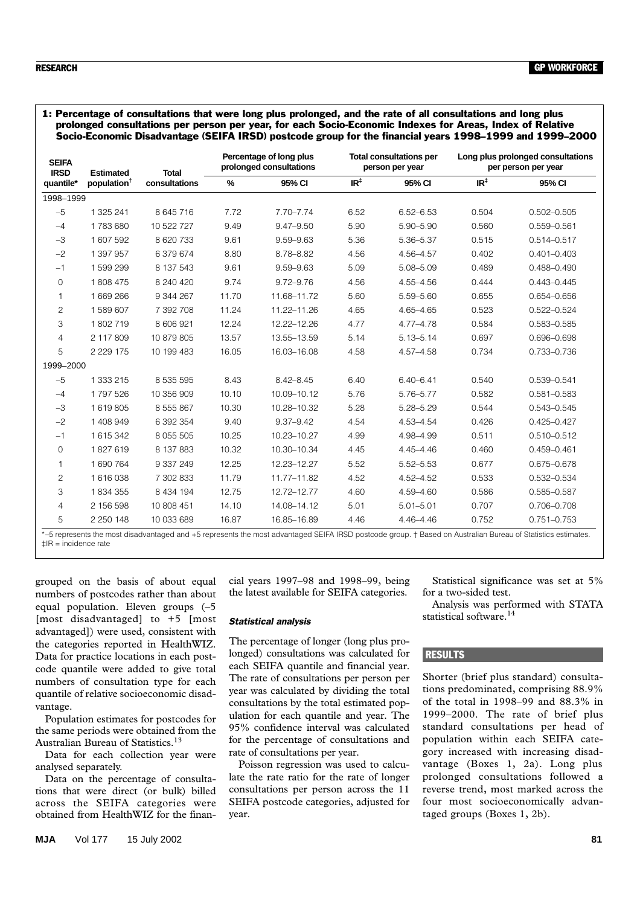**1: Percentage of consultations that were long plus prolonged, and the rate of all consultations and long plus prolonged consultations per person per year, for each Socio-Economic Indexes for Areas, Index of Relative Socio-Economic Disadvantage (SEIFA IRSD) postcode group for the financial years 1998–1999 and 1999–2000**

| SEIFA IRSD quantile* | Estimated population† | Total consultations | Percentage of long plus prolonged consultations | | Total consultations per person per year | | Long plus prolonged consultations per person per year | |
|---|---|---|---|---|---|---|---|---|
| | | | % | 95% CI | IR‡ | 95% CI | IR‡ | 95% CI |
| 1998–1999 | | | | | | | | |
| –5 | 1 325 241 | 8 645 716 | 7.72 | 7.70–7.74 | 6.52 | 6.52–6.53 | 0.504 | 0.502–0.505 |
| –4 | 1 783 680 | 10 522 727 | 9.49 | 9.47–9.50 | 5.90 | 5.90–5.90 | 0.560 | 0.559–0.561 |
| –3 | 1 607 592 | 8 620 733 | 9.61 | 9.59–9.63 | 5.36 | 5.36–5.37 | 0.515 | 0.514–0.517 |
| –2 | 1 397 957 | 6 379 674 | 8.80 | 8.78–8.82 | 4.56 | 4.56–4.57 | 0.402 | 0.401–0.403 |
| –1 | 1 599 299 | 8 137 543 | 9.61 | 9.59–9.63 | 5.09 | 5.08–5.09 | 0.489 | 0.488–0.490 |
| 0 | 1 808 475 | 8 240 420 | 9.74 | 9.72–9.76 | 4.56 | 4.55–4.56 | 0.444 | 0.443–0.445 |
| 1 | 1 669 266 | 9 344 267 | 11.70 | 11.68–11.72 | 5.60 | 5.59–5.60 | 0.655 | 0.654–0.656 |
| 2 | 1 589 607 | 7 392 708 | 11.24 | 11.22–11.26 | 4.65 | 4.65–4.65 | 0.523 | 0.522–0.524 |
| 3 | 1 802 719 | 8 606 921 | 12.24 | 12.22–12.26 | 4.77 | 4.77–4.78 | 0.584 | 0.583–0.585 |
| 4 | 2 117 809 | 10 879 805 | 13.57 | 13.55–13.59 | 5.14 | 5.13–5.14 | 0.697 | 0.696–0.698 |
| 5 | 2 229 175 | 10 199 483 | 16.05 | 16.03–16.08 | 4.58 | 4.57–4.58 | 0.734 | 0.733–0.736 |
| 1999–2000 | | | | | | | | |
| –5 | 1 333 215 | 8 535 595 | 8.43 | 8.42–8.45 | 6.40 | 6.40–6.41 | 0.540 | 0.539–0.541 |
| –4 | 1 797 526 | 10 356 909 | 10.10 | 10.09–10.12 | 5.76 | 5.76–5.77 | 0.582 | 0.581–0.583 |
| –3 | 1 619 805 | 8 555 867 | 10.30 | 10.28–10.32 | 5.28 | 5.28–5.29 | 0.544 | 0.543–0.545 |
| –2 | 1 408 949 | 6 392 354 | 9.40 | 9.37–9.42 | 4.54 | 4.53–4.54 | 0.426 | 0.425–0.427 |
| –1 | 1 615 342 | 8 055 505 | 10.25 | 10.23–10.27 | 4.99 | 4.98–4.99 | 0.511 | 0.510–0.512 |
| 0 | 1 827 619 | 8 137 883 | 10.32 | 10.30–10.34 | 4.45 | 4.45–4.46 | 0.460 | 0.459–0.461 |
| 1 | 1 690 764 | 9 337 249 | 12.25 | 12.23–12.27 | 5.52 | 5.52–5.53 | 0.677 | 0.675–0.678 |
| 2 | 1 616 038 | 7 302 833 | 11.79 | 11.77–11.82 | 4.52 | 4.52–4.52 | 0.533 | 0.532–0.534 |
| 3 | 1 834 355 | 8 434 194 | 12.75 | 12.72–12.77 | 4.60 | 4.59–4.60 | 0.586 | 0.585–0.587 |
| 4 | 2 156 598 | 10 808 451 | 14.10 | 14.08–14.12 | 5.01 | 5.01–5.01 | 0.707 | 0.706–0.708 |
| 5 | 2 250 148 | 10 033 689 | 16.87 | 16.85–16.89 | 4.46 | 4.46–4.46 | 0.752 | 0.751–0.753 |

*–5 represents the most disadvantaged and +5 represents the most advantaged SEIFA IRSD postcode group. † Based on Australian Bureau of Statistics estimates. ‡IR = incidence rate

grouped on the basis of about equal numbers of postcodes rather than about equal population. Eleven groups (–5 [most disadvantaged] to +5 [most advantaged]) were used, consistent with the categories reported in HealthWIZ. Data for practice locations in each postcode quantile were added to give total numbers of consultation type for each quantile of relative socioeconomic disadvantage.

Population estimates for postcodes for the same periods were obtained from the Australian Bureau of Statistics.[13]

Data for each collection year were analysed separately.

Data on the percentage of consultations that were direct (or bulk) billed across the SEIFA categories were obtained from HealthWIZ for the financial years 1997–98 and 1998–99, being the latest available for SEIFA categories.

### *Statistical analysis*

The percentage of longer (long plus prolonged) consultations was calculated for each SEIFA quantile and financial year. The rate of consultations per person per year was calculated by dividing the total consultations by the total estimated population for each quantile and year. The 95% confidence interval was calculated for the percentage of consultations and rate of consultations per year.

Poisson regression was used to calculate the rate ratio for the rate of longer consultations per person across the 11 SEIFA postcode categories, adjusted for year.

Statistical significance was set at 5% for a two-sided test.

Analysis was performed with STATA statistical software.[14]

## RESULTS

Shorter (brief plus standard) consultations predominated, comprising 88.9% of the total in 1998–99 and 88.3% in 1999–2000. The rate of brief plus standard consultations per head of population within each SEIFA category increased with increasing disadvantage (Boxes 1, 2a). Long plus prolonged consultations followed a reverse trend, most marked across the four most socioeconomically advantaged groups (Boxes 1, 2b).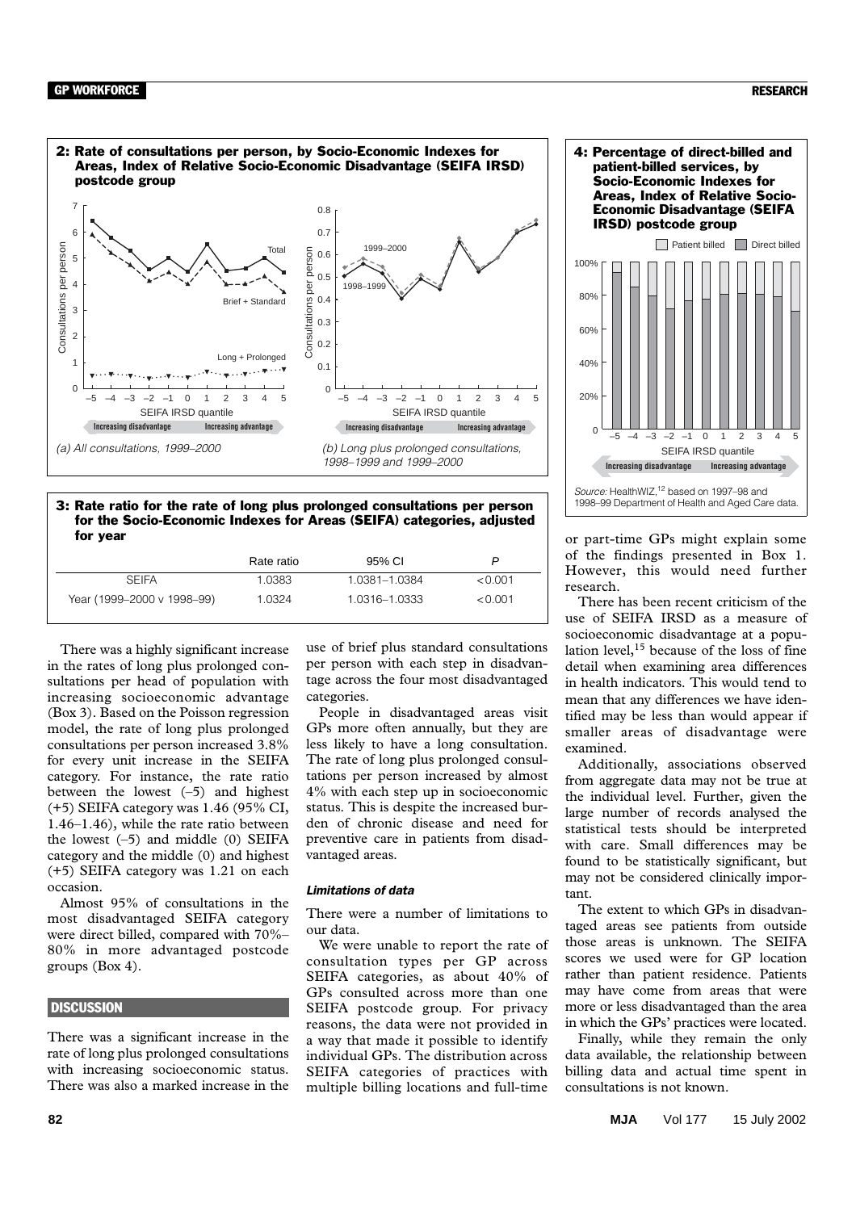**2: Rate of consultations per person, by Socio-Economic Indexes for Areas, Index of Relative Socio-Economic Disadvantage (SEIFA IRSD) postcode group**

*(a) All consultations, 1999–2000*

*(b) Long plus prolonged consultations, 1998–1999 and 1999–2000*

**4: Percentage of direct-billed and patient-billed services, by Socio-Economic Indexes for Areas, Index of Relative Socio-Economic Disadvantage (SEIFA IRSD) postcode group**

*Source:* HealthWIZ,[12] based on 1997–98 and 1998–99 Department of Health and Aged Care data.

**3: Rate ratio for the rate of long plus prolonged consultations per person for the Socio-Economic Indexes for Areas (SEIFA) categories, adjusted for year**

| | Rate ratio | 95% CI | *P* |
|---|---|---|---|
| SEIFA | 1.0383 | 1.0381–1.0384 | < 0.001 |
| Year (1999–2000 v 1998–99) | 1.0324 | 1.0316–1.0333 | < 0.001 |

There was a highly significant increase in the rates of long plus prolonged consultations per head of population with increasing socioeconomic advantage (Box 3). Based on the Poisson regression model, the rate of long plus prolonged consultations per person increased 3.8% for every unit increase in the SEIFA category. For instance, the rate ratio between the lowest (–5) and highest (+5) SEIFA category was 1.46 (95% CI, 1.46–1.46), while the rate ratio between the lowest (–5) and middle (0) SEIFA category and the middle (0) and highest (+5) SEIFA category was 1.21 on each occasion.

Almost 95% of consultations in the most disadvantaged SEIFA category were direct billed, compared with 70%–80% in more advantaged postcode groups (Box 4).

## DISCUSSION

There was a significant increase in the rate of long plus prolonged consultations with increasing socioeconomic status. There was also a marked increase in the use of brief plus standard consultations per person with each step in disadvantage across the four most disadvantaged categories.

People in disadvantaged areas visit GPs more often annually, but they are less likely to have a long consultation. The rate of long plus prolonged consultations per person increased by almost 4% with each step up in socioeconomic status. This is despite the increased burden of chronic disease and need for preventive care in patients from disadvantaged areas.

### *Limitations of data*

There were a number of limitations to our data.

We were unable to report the rate of consultation types per GP across SEIFA categories, as about 40% of GPs consulted across more than one SEIFA postcode group. For privacy reasons, the data were not provided in a way that made it possible to identify individual GPs. The distribution across SEIFA categories of practices with multiple billing locations and full-time or part-time GPs might explain some of the findings presented in Box 1. However, this would need further research.

There has been recent criticism of the use of SEIFA IRSD as a measure of socioeconomic disadvantage at a population level,[15] because of the loss of fine detail when examining area differences in health indicators. This would tend to mean that any differences we have identified may be less than would appear if smaller areas of disadvantage were examined.

Additionally, associations observed from aggregate data may not be true at the individual level. Further, given the large number of records analysed the statistical tests should be interpreted with care. Small differences may be found to be statistically significant, but may not be considered clinically important.

The extent to which GPs in disadvantaged areas see patients from outside those areas is unknown. The SEIFA scores we used were for GP location rather than patient residence. Patients may have come from areas that were more or less disadvantaged than the area in which the GPs' practices were located.

Finally, while they remain the only data available, the relationship between billing data and actual time spent in consultations is not known.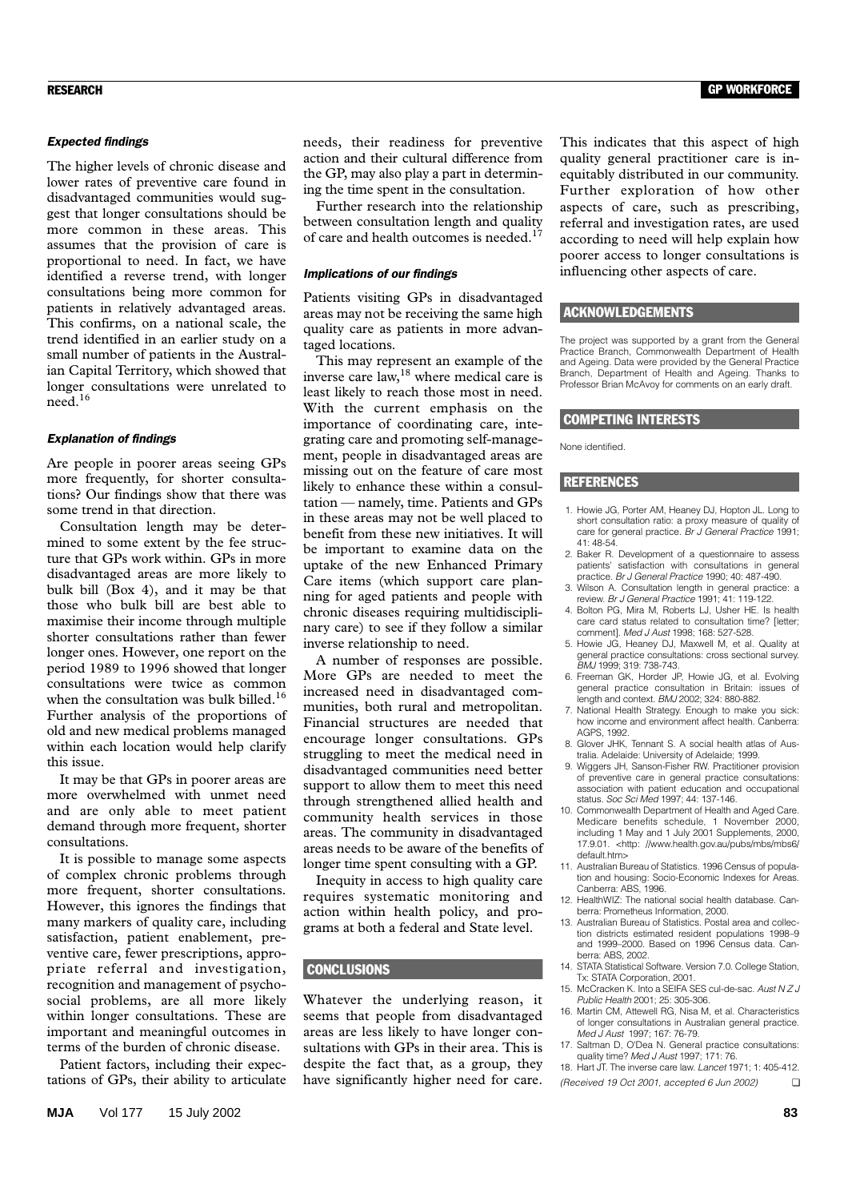#### *Expected findings*

The higher levels of chronic disease and lower rates of preventive care found in disadvantaged communities would suggest that longer consultations should be more common in these areas. This assumes that the provision of care is proportional to need. In fact, we have identified a reverse trend, with longer consultations being more common for patients in relatively advantaged areas. This confirms, on a national scale, the trend identified in an earlier study on a small number of patients in the Australian Capital Territory, which showed that longer consultations were unrelated to need.[16]

#### *Explanation of findings*

Are people in poorer areas seeing GPs more frequently, for shorter consultations? Our findings show that there was some trend in that direction.

Consultation length may be determined to some extent by the fee structure that GPs work within. GPs in more disadvantaged areas are more likely to bulk bill (Box 4), and it may be that those who bulk bill are best able to maximise their income through multiple shorter consultations rather than fewer longer ones. However, one report on the period 1989 to 1996 showed that longer consultations were twice as common when the consultation was bulk billed.[16] Further analysis of the proportions of old and new medical problems managed within each location would help clarify this issue.

It may be that GPs in poorer areas are more overwhelmed with unmet need and are only able to meet patient demand through more frequent, shorter consultations.

It is possible to manage some aspects of complex chronic problems through more frequent, shorter consultations. However, this ignores the findings that many markers of quality care, including satisfaction, patient enablement, preventive care, fewer prescriptions, appropriate referral and investigation, recognition and management of psychosocial problems, are all more likely within longer consultations. These are important and meaningful outcomes in terms of the burden of chronic disease.

Patient factors, including their expectations of GPs, their ability to articulate needs, their readiness for preventive action and their cultural difference from the GP, may also play a part in determining the time spent in the consultation.

Further research into the relationship between consultation length and quality of care and health outcomes is needed.[17]

#### *Implications of our findings*

Patients visiting GPs in disadvantaged areas may not be receiving the same high quality care as patients in more advantaged locations.

This may represent an example of the inverse care law,[18] where medical care is least likely to reach those most in need. With the current emphasis on the importance of coordinating care, integrating care and promoting self-management, people in disadvantaged areas are missing out on the feature of care most likely to enhance these within a consultation — namely, time. Patients and GPs in these areas may not be well placed to benefit from these new initiatives. It will be important to examine data on the uptake of the new Enhanced Primary Care items (which support care planning for aged patients and people with chronic diseases requiring multidisciplinary care) to see if they follow a similar inverse relationship to need.

A number of responses are possible. More GPs are needed to meet the increased need in disadvantaged communities, both rural and metropolitan. Financial structures are needed that encourage longer consultations. GPs struggling to meet the medical need in disadvantaged communities need better support to allow them to meet this need through strengthened allied health and community health services in those areas. The community in disadvantaged areas needs to be aware of the benefits of longer time spent consulting with a GP.

Inequity in access to high quality care requires systematic monitoring and action within health policy, and programs at both a federal and State level.

## CONCLUSIONS

Whatever the underlying reason, it seems that people from disadvantaged areas are less likely to have longer consultations with GPs in their area. This is despite the fact that, as a group, they have significantly higher need for care. This indicates that this aspect of high quality general practitioner care is inequitably distributed in our community. Further exploration of how other aspects of care, such as prescribing, referral and investigation rates, are used according to need will help explain how poorer access to longer consultations is influencing other aspects of care.

## ACKNOWLEDGEMENTS

The project was supported by a grant from the General Practice Branch, Commonwealth Department of Health and Ageing. Data were provided by the General Practice Branch, Department of Health and Ageing. Thanks to Professor Brian McAvoy for comments on an early draft.

## COMPETING INTERESTS

None identified.

## REFERENCES

1. Howie JG, Porter AM, Heaney DJ, Hopton JL. Long to short consultation ratio: a proxy measure of quality of care for general practice. *Br J General Practice* 1991; 41: 48-54.
2. Baker R. Development of a questionnaire to assess patients' satisfaction with consultations in general practice. *Br J General Practice* 1990; 40: 487-490.
3. Wilson A. Consultation length in general practice: a review. *Br J General Practice* 1991; 41: 119-122.
4. Bolton PG, Mira M, Roberts LJ, Usher HE. Is health care card status related to consultation time? [letter; comment]. *Med J Aust* 1998; 168: 527-528.
5. Howie JG, Heaney DJ, Maxwell M, et al. Quality at general practice consultations: cross sectional survey. *BMJ* 1999; 319: 738-743.
6. Freeman GK, Horder JP, Howie JG, et al. Evolving general practice consultation in Britain: issues of length and context. *BMJ* 2002; 324: 880-882.
7. National Health Strategy. Enough to make you sick: how income and environment affect health. Canberra: AGPS, 1992.
8. Glover JHK, Tennant S. A social health atlas of Australia. Adelaide: University of Adelaide; 1999.
9. Wiggers JH, Sanson-Fisher RW. Practitioner provision of preventive care in general practice consultations: association with patient education and occupational status. *Soc Sci Med* 1997; 44: 137-146.
10. Commonwealth Department of Health and Aged Care. Medicare benefits schedule, 1 November 2000, including 1 May and 1 July 2001 Supplements, 2000, 17.9.01. <http: //www.health.gov.au/pubs/mbs/mbs6/default.htm>
11. Australian Bureau of Statistics. 1996 Census of population and housing: Socio-Economic Indexes for Areas. Canberra: ABS, 1996.
12. HealthWIZ: The national social health database. Canberra: Prometheus Information, 2000.
13. Australian Bureau of Statistics. Postal area and collection districts estimated resident populations 1998–9 and 1999–2000. Based on 1996 Census data. Canberra: ABS, 2002.
14. STATA Statistical Software. Version 7.0. College Station, Tx: STATA Corporation, 2001.
15. McCracken K. Into a SEIFA SES cul-de-sac. *Aust N Z J Public Health* 2001; 25: 305-306.
16. Martin CM, Attewell RG, Nisa M, et al. Characteristics of longer consultations in Australian general practice. *Med J Aust* 1997; 167: 76-79.
17. Saltman D, O'Dea N. General practice consultations: quality time? *Med J Aust* 1997; 171: 76.
18. Hart JT. The inverse care law. *Lancet* 1971; 1: 405-412.

*(Received 19 Oct 2001, accepted 6 Jun 2002)*